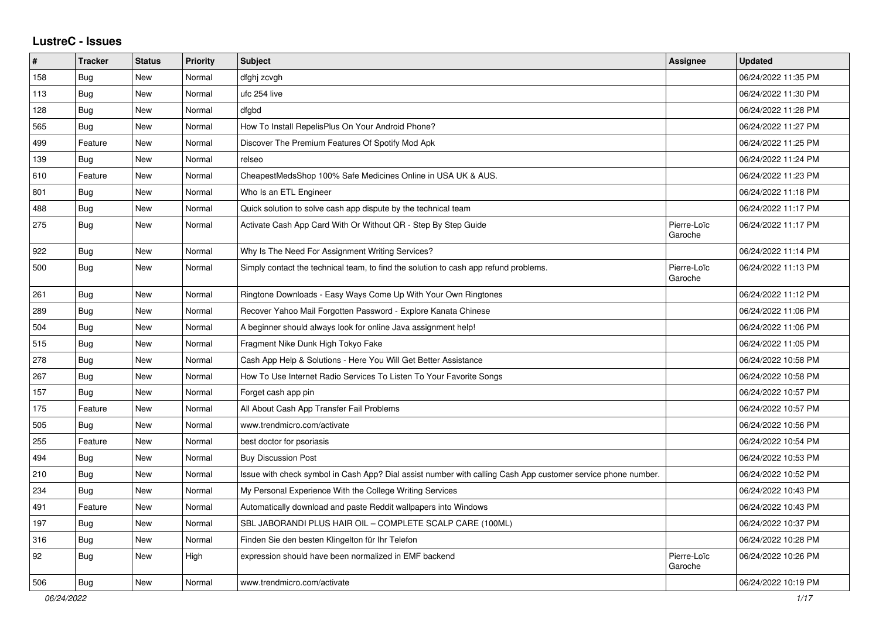# LustreC - Issues

| # | Tracker | Status | Priority | Subject | Assignee | Updated |
|---|---|---|---|---|---|---|
| 158 | Bug | New | Normal | dfghj zcvgh | | 06/24/2022 11:35 PM |
| 113 | Bug | New | Normal | ufc 254 live | | 06/24/2022 11:30 PM |
| 128 | Bug | New | Normal | dfgbd | | 06/24/2022 11:28 PM |
| 565 | Bug | New | Normal | How To Install RepelisPlus On Your Android Phone? | | 06/24/2022 11:27 PM |
| 499 | Feature | New | Normal | Discover The Premium Features Of Spotify Mod Apk | | 06/24/2022 11:25 PM |
| 139 | Bug | New | Normal | relseo | | 06/24/2022 11:24 PM |
| 610 | Feature | New | Normal | CheapestMedsShop 100% Safe Medicines Online in USA UK & AUS. | | 06/24/2022 11:23 PM |
| 801 | Bug | New | Normal | Who Is an ETL Engineer | | 06/24/2022 11:18 PM |
| 488 | Bug | New | Normal | Quick solution to solve cash app dispute by the technical team | | 06/24/2022 11:17 PM |
| 275 | Bug | New | Normal | Activate Cash App Card With Or Without QR - Step By Step Guide | Pierre-Loïc Garoche | 06/24/2022 11:17 PM |
| 922 | Bug | New | Normal | Why Is The Need For Assignment Writing Services? | | 06/24/2022 11:14 PM |
| 500 | Bug | New | Normal | Simply contact the technical team, to find the solution to cash app refund problems. | Pierre-Loïc Garoche | 06/24/2022 11:13 PM |
| 261 | Bug | New | Normal | Ringtone Downloads - Easy Ways Come Up With Your Own Ringtones | | 06/24/2022 11:12 PM |
| 289 | Bug | New | Normal | Recover Yahoo Mail Forgotten Password - Explore Kanata Chinese | | 06/24/2022 11:06 PM |
| 504 | Bug | New | Normal | A beginner should always look for online Java assignment help! | | 06/24/2022 11:06 PM |
| 515 | Bug | New | Normal | Fragment Nike Dunk High Tokyo Fake | | 06/24/2022 11:05 PM |
| 278 | Bug | New | Normal | Cash App Help & Solutions - Here You Will Get Better Assistance | | 06/24/2022 10:58 PM |
| 267 | Bug | New | Normal | How To Use Internet Radio Services To Listen To Your Favorite Songs | | 06/24/2022 10:58 PM |
| 157 | Bug | New | Normal | Forget cash app pin | | 06/24/2022 10:57 PM |
| 175 | Feature | New | Normal | All About Cash App Transfer Fail Problems | | 06/24/2022 10:57 PM |
| 505 | Bug | New | Normal | www.trendmicro.com/activate | | 06/24/2022 10:56 PM |
| 255 | Feature | New | Normal | best doctor for psoriasis | | 06/24/2022 10:54 PM |
| 494 | Bug | New | Normal | Buy Discussion Post | | 06/24/2022 10:53 PM |
| 210 | Bug | New | Normal | Issue with check symbol in Cash App? Dial assist number with calling Cash App customer service phone number. | | 06/24/2022 10:52 PM |
| 234 | Bug | New | Normal | My Personal Experience With the College Writing Services | | 06/24/2022 10:43 PM |
| 491 | Feature | New | Normal | Automatically download and paste Reddit wallpapers into Windows | | 06/24/2022 10:43 PM |
| 197 | Bug | New | Normal | SBL JABORANDI PLUS HAIR OIL – COMPLETE SCALP CARE (100ML) | | 06/24/2022 10:37 PM |
| 316 | Bug | New | Normal | Finden Sie den besten Klingelton für Ihr Telefon | | 06/24/2022 10:28 PM |
| 92 | Bug | New | High | expression should have been normalized in EMF backend | Pierre-Loïc Garoche | 06/24/2022 10:26 PM |
| 506 | Bug | New | Normal | www.trendmicro.com/activate | | 06/24/2022 10:19 PM |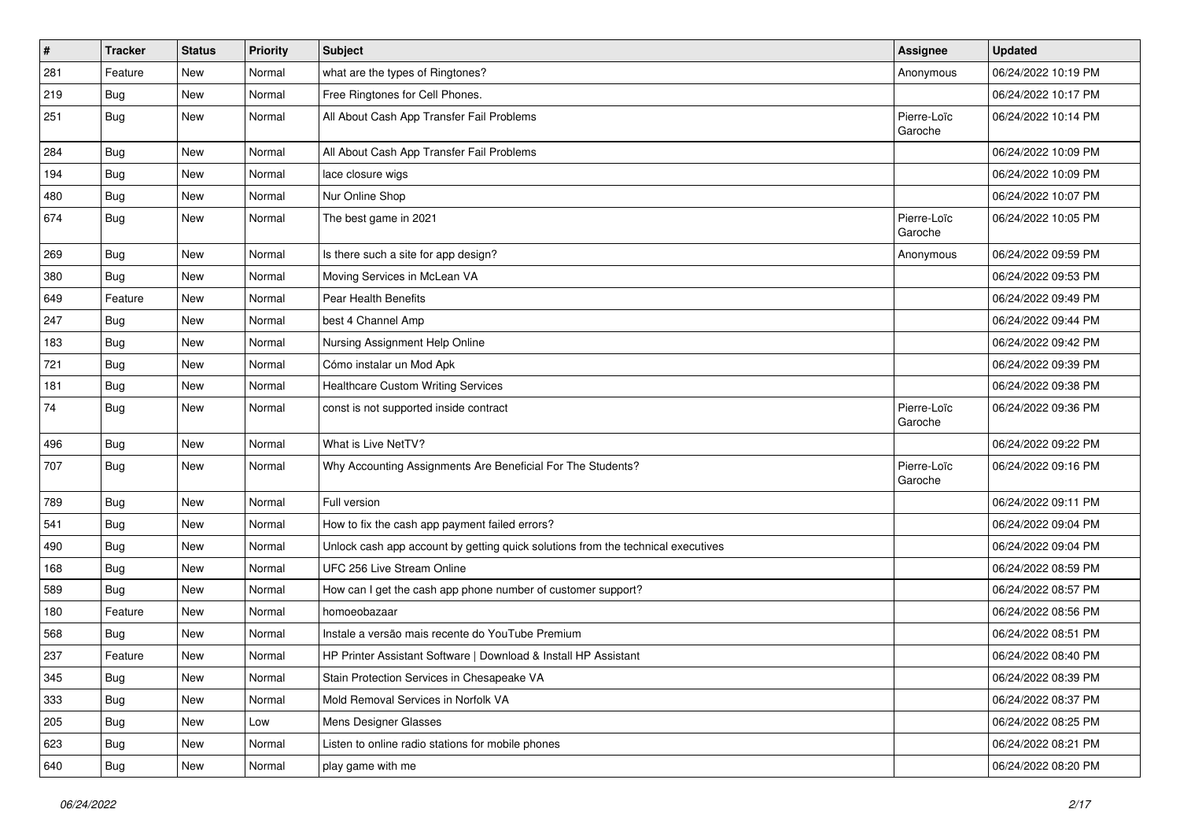| # | Tracker | Status | Priority | Subject | Assignee | Updated |
| --- | --- | --- | --- | --- | --- | --- |
| 281 | Feature | New | Normal | what are the types of Ringtones? | Anonymous | 06/24/2022 10:19 PM |
| 219 | Bug | New | Normal | Free Ringtones for Cell Phones. | | 06/24/2022 10:17 PM |
| 251 | Bug | New | Normal | All About Cash App Transfer Fail Problems | Pierre-Loïc Garoche | 06/24/2022 10:14 PM |
| 284 | Bug | New | Normal | All About Cash App Transfer Fail Problems | | 06/24/2022 10:09 PM |
| 194 | Bug | New | Normal | lace closure wigs | | 06/24/2022 10:09 PM |
| 480 | Bug | New | Normal | Nur Online Shop | | 06/24/2022 10:07 PM |
| 674 | Bug | New | Normal | The best game in 2021 | Pierre-Loïc Garoche | 06/24/2022 10:05 PM |
| 269 | Bug | New | Normal | Is there such a site for app design? | Anonymous | 06/24/2022 09:59 PM |
| 380 | Bug | New | Normal | Moving Services in McLean VA | | 06/24/2022 09:53 PM |
| 649 | Feature | New | Normal | Pear Health Benefits | | 06/24/2022 09:49 PM |
| 247 | Bug | New | Normal | best 4 Channel Amp | | 06/24/2022 09:44 PM |
| 183 | Bug | New | Normal | Nursing Assignment Help Online | | 06/24/2022 09:42 PM |
| 721 | Bug | New | Normal | Cómo instalar un Mod Apk | | 06/24/2022 09:39 PM |
| 181 | Bug | New | Normal | Healthcare Custom Writing Services | | 06/24/2022 09:38 PM |
| 74 | Bug | New | Normal | const is not supported inside contract | Pierre-Loïc Garoche | 06/24/2022 09:36 PM |
| 496 | Bug | New | Normal | What is Live NetTV? | | 06/24/2022 09:22 PM |
| 707 | Bug | New | Normal | Why Accounting Assignments Are Beneficial For The Students? | Pierre-Loïc Garoche | 06/24/2022 09:16 PM |
| 789 | Bug | New | Normal | Full version | | 06/24/2022 09:11 PM |
| 541 | Bug | New | Normal | How to fix the cash app payment failed errors? | | 06/24/2022 09:04 PM |
| 490 | Bug | New | Normal | Unlock cash app account by getting quick solutions from the technical executives | | 06/24/2022 09:04 PM |
| 168 | Bug | New | Normal | UFC 256 Live Stream Online | | 06/24/2022 08:59 PM |
| 589 | Bug | New | Normal | How can I get the cash app phone number of customer support? | | 06/24/2022 08:57 PM |
| 180 | Feature | New | Normal | homoeobazaar | | 06/24/2022 08:56 PM |
| 568 | Bug | New | Normal | Instale a versão mais recente do YouTube Premium | | 06/24/2022 08:51 PM |
| 237 | Feature | New | Normal | HP Printer Assistant Software \| Download & Install HP Assistant | | 06/24/2022 08:40 PM |
| 345 | Bug | New | Normal | Stain Protection Services in Chesapeake VA | | 06/24/2022 08:39 PM |
| 333 | Bug | New | Normal | Mold Removal Services in Norfolk VA | | 06/24/2022 08:37 PM |
| 205 | Bug | New | Low | Mens Designer Glasses | | 06/24/2022 08:25 PM |
| 623 | Bug | New | Normal | Listen to online radio stations for mobile phones | | 06/24/2022 08:21 PM |
| 640 | Bug | New | Normal | play game with me | | 06/24/2022 08:20 PM |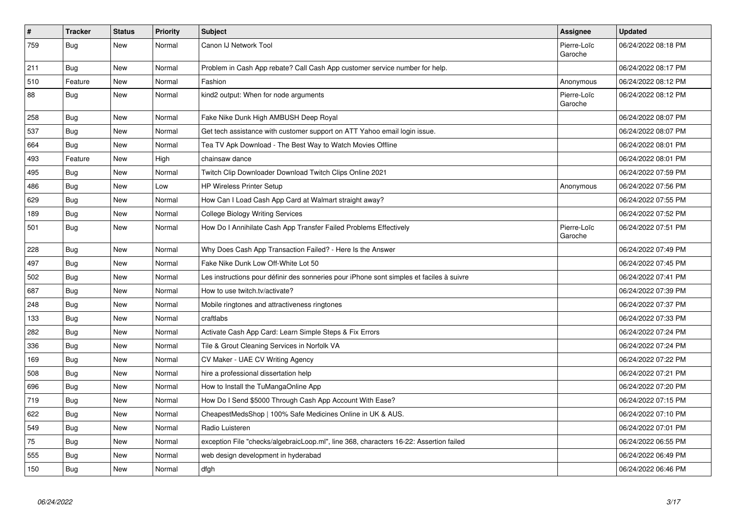| # | Tracker | Status | Priority | Subject | Assignee | Updated |
|---|---|---|---|---|---|---|
| 759 | Bug | New | Normal | Canon IJ Network Tool | Pierre-Loïc Garoche | 06/24/2022 08:18 PM |
| 211 | Bug | New | Normal | Problem in Cash App rebate? Call Cash App customer service number for help. | | 06/24/2022 08:17 PM |
| 510 | Feature | New | Normal | Fashion | Anonymous | 06/24/2022 08:12 PM |
| 88 | Bug | New | Normal | kind2 output: When for node arguments | Pierre-Loïc Garoche | 06/24/2022 08:12 PM |
| 258 | Bug | New | Normal | Fake Nike Dunk High AMBUSH Deep Royal | | 06/24/2022 08:07 PM |
| 537 | Bug | New | Normal | Get tech assistance with customer support on ATT Yahoo email login issue. | | 06/24/2022 08:07 PM |
| 664 | Bug | New | Normal | Tea TV Apk Download - The Best Way to Watch Movies Offline | | 06/24/2022 08:01 PM |
| 493 | Feature | New | High | chainsaw dance | | 06/24/2022 08:01 PM |
| 495 | Bug | New | Normal | Twitch Clip Downloader Download Twitch Clips Online 2021 | | 06/24/2022 07:59 PM |
| 486 | Bug | New | Low | HP Wireless Printer Setup | Anonymous | 06/24/2022 07:56 PM |
| 629 | Bug | New | Normal | How Can I Load Cash App Card at Walmart straight away? | | 06/24/2022 07:55 PM |
| 189 | Bug | New | Normal | College Biology Writing Services | | 06/24/2022 07:52 PM |
| 501 | Bug | New | Normal | How Do I Annihilate Cash App Transfer Failed Problems Effectively | Pierre-Loïc Garoche | 06/24/2022 07:51 PM |
| 228 | Bug | New | Normal | Why Does Cash App Transaction Failed? - Here Is the Answer | | 06/24/2022 07:49 PM |
| 497 | Bug | New | Normal | Fake Nike Dunk Low Off-White Lot 50 | | 06/24/2022 07:45 PM |
| 502 | Bug | New | Normal | Les instructions pour définir des sonneries pour iPhone sont simples et faciles à suivre | | 06/24/2022 07:41 PM |
| 687 | Bug | New | Normal | How to use twitch.tv/activate? | | 06/24/2022 07:39 PM |
| 248 | Bug | New | Normal | Mobile ringtones and attractiveness ringtones | | 06/24/2022 07:37 PM |
| 133 | Bug | New | Normal | craftlabs | | 06/24/2022 07:33 PM |
| 282 | Bug | New | Normal | Activate Cash App Card: Learn Simple Steps & Fix Errors | | 06/24/2022 07:24 PM |
| 336 | Bug | New | Normal | Tile & Grout Cleaning Services in Norfolk VA | | 06/24/2022 07:24 PM |
| 169 | Bug | New | Normal | CV Maker - UAE CV Writing Agency | | 06/24/2022 07:22 PM |
| 508 | Bug | New | Normal | hire a professional dissertation help | | 06/24/2022 07:21 PM |
| 696 | Bug | New | Normal | How to Install the TuMangaOnline App | | 06/24/2022 07:20 PM |
| 719 | Bug | New | Normal | How Do I Send $5000 Through Cash App Account With Ease? | | 06/24/2022 07:15 PM |
| 622 | Bug | New | Normal | CheapestMedsShop \| 100% Safe Medicines Online in UK & AUS. | | 06/24/2022 07:10 PM |
| 549 | Bug | New | Normal | Radio Luisteren | | 06/24/2022 07:01 PM |
| 75 | Bug | New | Normal | exception File "checks/algebraicLoop.ml", line 368, characters 16-22: Assertion failed | | 06/24/2022 06:55 PM |
| 555 | Bug | New | Normal | web design development in hyderabad | | 06/24/2022 06:49 PM |
| 150 | Bug | New | Normal | dfgh | | 06/24/2022 06:46 PM |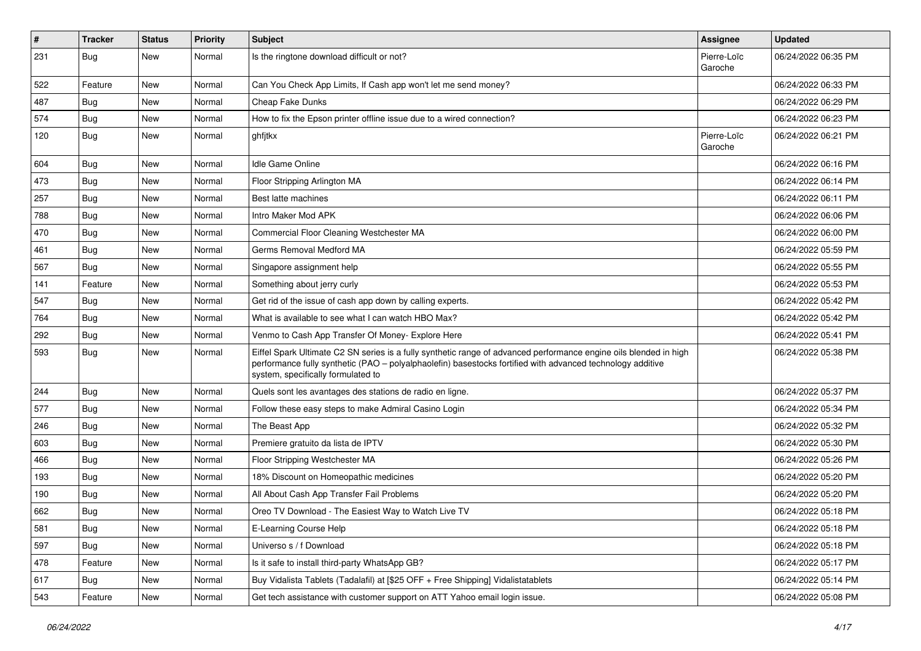| # | Tracker | Status | Priority | Subject | Assignee | Updated |
|---|---|---|---|---|---|---|
| 231 | Bug | New | Normal | Is the ringtone download difficult or not? | Pierre-Loïc Garoche | 06/24/2022 06:35 PM |
| 522 | Feature | New | Normal | Can You Check App Limits, If Cash app won't let me send money? | | 06/24/2022 06:33 PM |
| 487 | Bug | New | Normal | Cheap Fake Dunks | | 06/24/2022 06:29 PM |
| 574 | Bug | New | Normal | How to fix the Epson printer offline issue due to a wired connection? | | 06/24/2022 06:23 PM |
| 120 | Bug | New | Normal | ghfjtkx | Pierre-Loïc Garoche | 06/24/2022 06:21 PM |
| 604 | Bug | New | Normal | Idle Game Online | | 06/24/2022 06:16 PM |
| 473 | Bug | New | Normal | Floor Stripping Arlington MA | | 06/24/2022 06:14 PM |
| 257 | Bug | New | Normal | Best latte machines | | 06/24/2022 06:11 PM |
| 788 | Bug | New | Normal | Intro Maker Mod APK | | 06/24/2022 06:06 PM |
| 470 | Bug | New | Normal | Commercial Floor Cleaning Westchester MA | | 06/24/2022 06:00 PM |
| 461 | Bug | New | Normal | Germs Removal Medford MA | | 06/24/2022 05:59 PM |
| 567 | Bug | New | Normal | Singapore assignment help | | 06/24/2022 05:55 PM |
| 141 | Feature | New | Normal | Something about jerry curly | | 06/24/2022 05:53 PM |
| 547 | Bug | New | Normal | Get rid of the issue of cash app down by calling experts. | | 06/24/2022 05:42 PM |
| 764 | Bug | New | Normal | What is available to see what I can watch HBO Max? | | 06/24/2022 05:42 PM |
| 292 | Bug | New | Normal | Venmo to Cash App Transfer Of Money- Explore Here | | 06/24/2022 05:41 PM |
| 593 | Bug | New | Normal | Eiffel Spark Ultimate C2 SN series is a fully synthetic range of advanced performance engine oils blended in high performance fully synthetic (PAO – polyalphaolefin) basestocks fortified with advanced technology additive system, specifically formulated to | | 06/24/2022 05:38 PM |
| 244 | Bug | New | Normal | Quels sont les avantages des stations de radio en ligne. | | 06/24/2022 05:37 PM |
| 577 | Bug | New | Normal | Follow these easy steps to make Admiral Casino Login | | 06/24/2022 05:34 PM |
| 246 | Bug | New | Normal | The Beast App | | 06/24/2022 05:32 PM |
| 603 | Bug | New | Normal | Premiere gratuito da lista de IPTV | | 06/24/2022 05:30 PM |
| 466 | Bug | New | Normal | Floor Stripping Westchester MA | | 06/24/2022 05:26 PM |
| 193 | Bug | New | Normal | 18% Discount on Homeopathic medicines | | 06/24/2022 05:20 PM |
| 190 | Bug | New | Normal | All About Cash App Transfer Fail Problems | | 06/24/2022 05:20 PM |
| 662 | Bug | New | Normal | Oreo TV Download - The Easiest Way to Watch Live TV | | 06/24/2022 05:18 PM |
| 581 | Bug | New | Normal | E-Learning Course Help | | 06/24/2022 05:18 PM |
| 597 | Bug | New | Normal | Universo s / f Download | | 06/24/2022 05:18 PM |
| 478 | Feature | New | Normal | Is it safe to install third-party WhatsApp GB? | | 06/24/2022 05:17 PM |
| 617 | Bug | New | Normal | Buy Vidalista Tablets (Tadalafil) at [$25 OFF + Free Shipping] Vidalistatablets | | 06/24/2022 05:14 PM |
| 543 | Feature | New | Normal | Get tech assistance with customer support on ATT Yahoo email login issue. | | 06/24/2022 05:08 PM |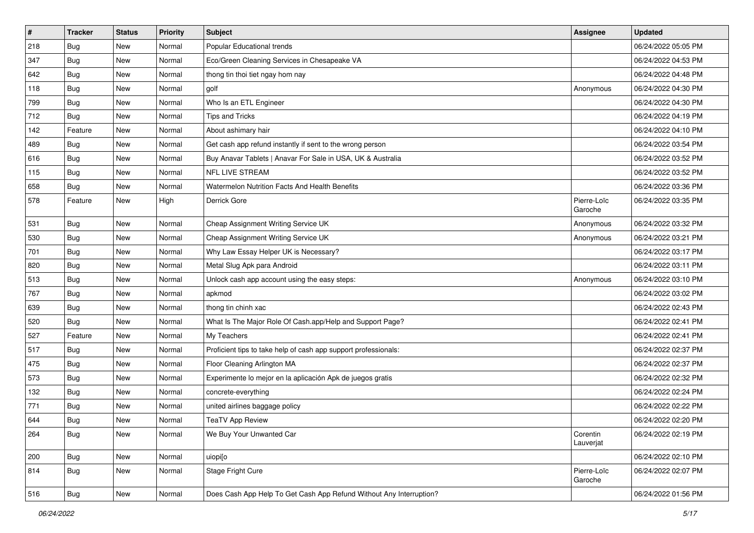| # | Tracker | Status | Priority | Subject | Assignee | Updated |
|---|---|---|---|---|---|---|
| 218 | Bug | New | Normal | Popular Educational trends | | 06/24/2022 05:05 PM |
| 347 | Bug | New | Normal | Eco/Green Cleaning Services in Chesapeake VA | | 06/24/2022 04:53 PM |
| 642 | Bug | New | Normal | thong tin thoi tiet ngay hom nay | | 06/24/2022 04:48 PM |
| 118 | Bug | New | Normal | golf | Anonymous | 06/24/2022 04:30 PM |
| 799 | Bug | New | Normal | Who Is an ETL Engineer | | 06/24/2022 04:30 PM |
| 712 | Bug | New | Normal | Tips and Tricks | | 06/24/2022 04:19 PM |
| 142 | Feature | New | Normal | About ashimary hair | | 06/24/2022 04:10 PM |
| 489 | Bug | New | Normal | Get cash app refund instantly if sent to the wrong person | | 06/24/2022 03:54 PM |
| 616 | Bug | New | Normal | Buy Anavar Tablets \| Anavar For Sale in USA, UK & Australia | | 06/24/2022 03:52 PM |
| 115 | Bug | New | Normal | NFL LIVE STREAM | | 06/24/2022 03:52 PM |
| 658 | Bug | New | Normal | Watermelon Nutrition Facts And Health Benefits | | 06/24/2022 03:36 PM |
| 578 | Feature | New | High | Derrick Gore | Pierre-Loïc Garoche | 06/24/2022 03:35 PM |
| 531 | Bug | New | Normal | Cheap Assignment Writing Service UK | Anonymous | 06/24/2022 03:32 PM |
| 530 | Bug | New | Normal | Cheap Assignment Writing Service UK | Anonymous | 06/24/2022 03:21 PM |
| 701 | Bug | New | Normal | Why Law Essay Helper UK is Necessary? | | 06/24/2022 03:17 PM |
| 820 | Bug | New | Normal | Metal Slug Apk para Android | | 06/24/2022 03:11 PM |
| 513 | Bug | New | Normal | Unlock cash app account using the easy steps: | Anonymous | 06/24/2022 03:10 PM |
| 767 | Bug | New | Normal | apkmod | | 06/24/2022 03:02 PM |
| 639 | Bug | New | Normal | thong tin chinh xac | | 06/24/2022 02:43 PM |
| 520 | Bug | New | Normal | What Is The Major Role Of Cash.app/Help and Support Page? | | 06/24/2022 02:41 PM |
| 527 | Feature | New | Normal | My Teachers | | 06/24/2022 02:41 PM |
| 517 | Bug | New | Normal | Proficient tips to take help of cash app support professionals: | | 06/24/2022 02:37 PM |
| 475 | Bug | New | Normal | Floor Cleaning Arlington MA | | 06/24/2022 02:37 PM |
| 573 | Bug | New | Normal | Experimente lo mejor en la aplicación Apk de juegos gratis | | 06/24/2022 02:32 PM |
| 132 | Bug | New | Normal | concrete-everything | | 06/24/2022 02:24 PM |
| 771 | Bug | New | Normal | united airlines baggage policy | | 06/24/2022 02:22 PM |
| 644 | Bug | New | Normal | TeaTV App Review | | 06/24/2022 02:20 PM |
| 264 | Bug | New | Normal | We Buy Your Unwanted Car | Corentin Lauverjat | 06/24/2022 02:19 PM |
| 200 | Bug | New | Normal | uiopi[o | | 06/24/2022 02:10 PM |
| 814 | Bug | New | Normal | Stage Fright Cure | Pierre-Loïc Garoche | 06/24/2022 02:07 PM |
| 516 | Bug | New | Normal | Does Cash App Help To Get Cash App Refund Without Any Interruption? | | 06/24/2022 01:56 PM |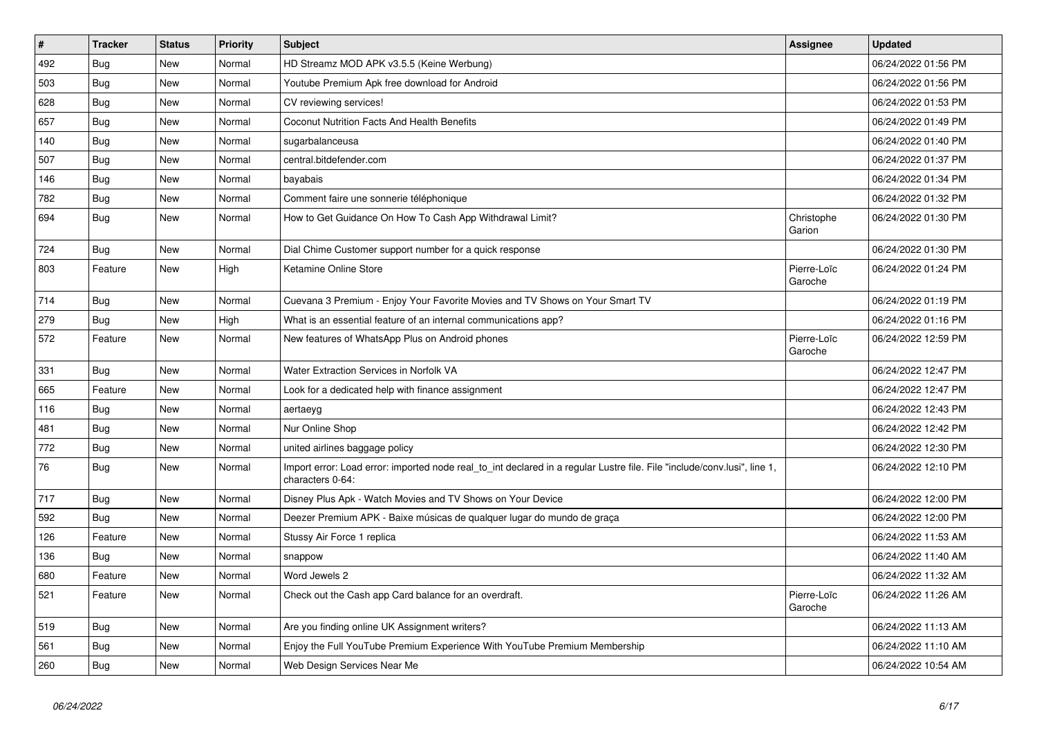| # | Tracker | Status | Priority | Subject | Assignee | Updated |
|---|---|---|---|---|---|---|
| 492 | Bug | New | Normal | HD Streamz MOD APK v3.5.5 (Keine Werbung) | | 06/24/2022 01:56 PM |
| 503 | Bug | New | Normal | Youtube Premium Apk free download for Android | | 06/24/2022 01:56 PM |
| 628 | Bug | New | Normal | CV reviewing services! | | 06/24/2022 01:53 PM |
| 657 | Bug | New | Normal | Coconut Nutrition Facts And Health Benefits | | 06/24/2022 01:49 PM |
| 140 | Bug | New | Normal | sugarbalanceusa | | 06/24/2022 01:40 PM |
| 507 | Bug | New | Normal | central.bitdefender.com | | 06/24/2022 01:37 PM |
| 146 | Bug | New | Normal | bayabais | | 06/24/2022 01:34 PM |
| 782 | Bug | New | Normal | Comment faire une sonnerie téléphonique | | 06/24/2022 01:32 PM |
| 694 | Bug | New | Normal | How to Get Guidance On How To Cash App Withdrawal Limit? | Christophe Garion | 06/24/2022 01:30 PM |
| 724 | Bug | New | Normal | Dial Chime Customer support number for a quick response | | 06/24/2022 01:30 PM |
| 803 | Feature | New | High | Ketamine Online Store | Pierre-Loïc Garoche | 06/24/2022 01:24 PM |
| 714 | Bug | New | Normal | Cuevana 3 Premium - Enjoy Your Favorite Movies and TV Shows on Your Smart TV | | 06/24/2022 01:19 PM |
| 279 | Bug | New | High | What is an essential feature of an internal communications app? | | 06/24/2022 01:16 PM |
| 572 | Feature | New | Normal | New features of WhatsApp Plus on Android phones | Pierre-Loïc Garoche | 06/24/2022 12:59 PM |
| 331 | Bug | New | Normal | Water Extraction Services in Norfolk VA | | 06/24/2022 12:47 PM |
| 665 | Feature | New | Normal | Look for a dedicated help with finance assignment | | 06/24/2022 12:47 PM |
| 116 | Bug | New | Normal | aertaeyg | | 06/24/2022 12:43 PM |
| 481 | Bug | New | Normal | Nur Online Shop | | 06/24/2022 12:42 PM |
| 772 | Bug | New | Normal | united airlines baggage policy | | 06/24/2022 12:30 PM |
| 76 | Bug | New | Normal | Import error: Load error: imported node real_to_int declared in a regular Lustre file. File "include/conv.lusi", line 1, characters 0-64: | | 06/24/2022 12:10 PM |
| 717 | Bug | New | Normal | Disney Plus Apk - Watch Movies and TV Shows on Your Device | | 06/24/2022 12:00 PM |
| 592 | Bug | New | Normal | Deezer Premium APK - Baixe músicas de qualquer lugar do mundo de graça | | 06/24/2022 12:00 PM |
| 126 | Feature | New | Normal | Stussy Air Force 1 replica | | 06/24/2022 11:53 AM |
| 136 | Bug | New | Normal | snappow | | 06/24/2022 11:40 AM |
| 680 | Feature | New | Normal | Word Jewels 2 | | 06/24/2022 11:32 AM |
| 521 | Feature | New | Normal | Check out the Cash app Card balance for an overdraft. | Pierre-Loïc Garoche | 06/24/2022 11:26 AM |
| 519 | Bug | New | Normal | Are you finding online UK Assignment writers? | | 06/24/2022 11:13 AM |
| 561 | Bug | New | Normal | Enjoy the Full YouTube Premium Experience With YouTube Premium Membership | | 06/24/2022 11:10 AM |
| 260 | Bug | New | Normal | Web Design Services Near Me | | 06/24/2022 10:54 AM |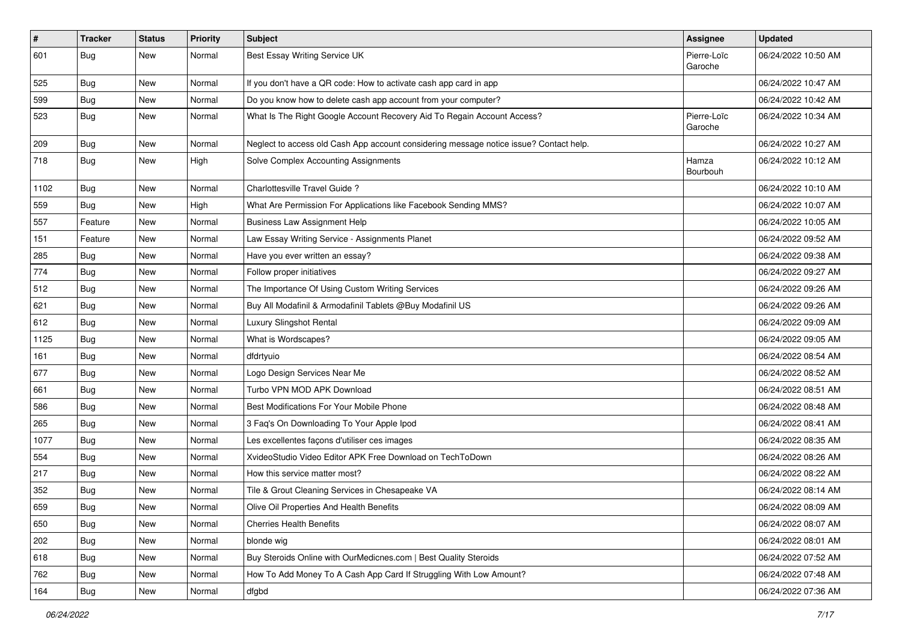| # | Tracker | Status | Priority | Subject | Assignee | Updated |
|---|---|---|---|---|---|---|
| 601 | Bug | New | Normal | Best Essay Writing Service UK | Pierre-Loïc Garoche | 06/24/2022 10:50 AM |
| 525 | Bug | New | Normal | If you don't have a QR code: How to activate cash app card in app | | 06/24/2022 10:47 AM |
| 599 | Bug | New | Normal | Do you know how to delete cash app account from your computer? | | 06/24/2022 10:42 AM |
| 523 | Bug | New | Normal | What Is The Right Google Account Recovery Aid To Regain Account Access? | Pierre-Loïc Garoche | 06/24/2022 10:34 AM |
| 209 | Bug | New | Normal | Neglect to access old Cash App account considering message notice issue? Contact help. | | 06/24/2022 10:27 AM |
| 718 | Bug | New | High | Solve Complex Accounting Assignments | Hamza Bourbouh | 06/24/2022 10:12 AM |
| 1102 | Bug | New | Normal | Charlottesville Travel Guide ? | | 06/24/2022 10:10 AM |
| 559 | Bug | New | High | What Are Permission For Applications like Facebook Sending MMS? | | 06/24/2022 10:07 AM |
| 557 | Feature | New | Normal | Business Law Assignment Help | | 06/24/2022 10:05 AM |
| 151 | Feature | New | Normal | Law Essay Writing Service - Assignments Planet | | 06/24/2022 09:52 AM |
| 285 | Bug | New | Normal | Have you ever written an essay? | | 06/24/2022 09:38 AM |
| 774 | Bug | New | Normal | Follow proper initiatives | | 06/24/2022 09:27 AM |
| 512 | Bug | New | Normal | The Importance Of Using Custom Writing Services | | 06/24/2022 09:26 AM |
| 621 | Bug | New | Normal | Buy All Modafinil & Armodafinil Tablets @Buy Modafinil US | | 06/24/2022 09:26 AM |
| 612 | Bug | New | Normal | Luxury Slingshot Rental | | 06/24/2022 09:09 AM |
| 1125 | Bug | New | Normal | What is Wordscapes? | | 06/24/2022 09:05 AM |
| 161 | Bug | New | Normal | dfdrtyuio | | 06/24/2022 08:54 AM |
| 677 | Bug | New | Normal | Logo Design Services Near Me | | 06/24/2022 08:52 AM |
| 661 | Bug | New | Normal | Turbo VPN MOD APK Download | | 06/24/2022 08:51 AM |
| 586 | Bug | New | Normal | Best Modifications For Your Mobile Phone | | 06/24/2022 08:48 AM |
| 265 | Bug | New | Normal | 3 Faq's On Downloading To Your Apple Ipod | | 06/24/2022 08:41 AM |
| 1077 | Bug | New | Normal | Les excellentes façons d'utiliser ces images | | 06/24/2022 08:35 AM |
| 554 | Bug | New | Normal | XvideoStudio Video Editor APK Free Download on TechToDown | | 06/24/2022 08:26 AM |
| 217 | Bug | New | Normal | How this service matter most? | | 06/24/2022 08:22 AM |
| 352 | Bug | New | Normal | Tile & Grout Cleaning Services in Chesapeake VA | | 06/24/2022 08:14 AM |
| 659 | Bug | New | Normal | Olive Oil Properties And Health Benefits | | 06/24/2022 08:09 AM |
| 650 | Bug | New | Normal | Cherries Health Benefits | | 06/24/2022 08:07 AM |
| 202 | Bug | New | Normal | blonde wig | | 06/24/2022 08:01 AM |
| 618 | Bug | New | Normal | Buy Steroids Online with OurMedicnes.com \| Best Quality Steroids | | 06/24/2022 07:52 AM |
| 762 | Bug | New | Normal | How To Add Money To A Cash App Card If Struggling With Low Amount? | | 06/24/2022 07:48 AM |
| 164 | Bug | New | Normal | dfgbd | | 06/24/2022 07:36 AM |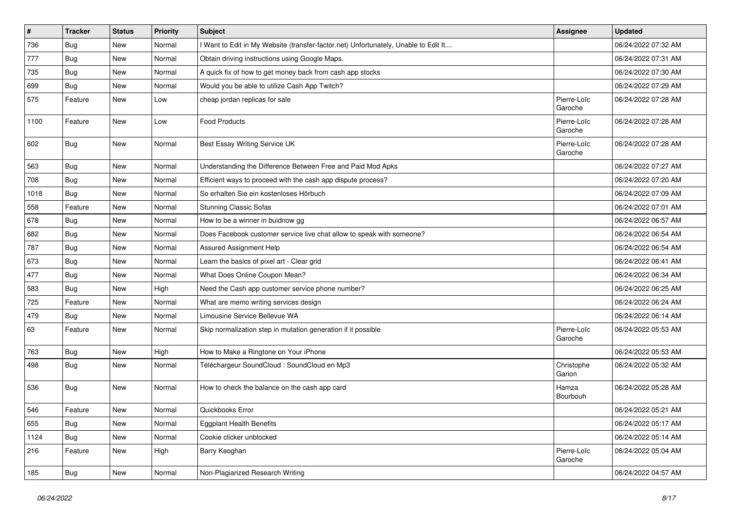| # | Tracker | Status | Priority | Subject | Assignee | Updated |
|---|---|---|---|---|---|---|
| 736 | Bug | New | Normal | I Want to Edit in My Website (transfer-factor.net) Unfortunately, Unable to Edit It.... | | 06/24/2022 07:32 AM |
| 777 | Bug | New | Normal | Obtain driving instructions using Google Maps. | | 06/24/2022 07:31 AM |
| 735 | Bug | New | Normal | A quick fix of how to get money back from cash app stocks | | 06/24/2022 07:30 AM |
| 699 | Bug | New | Normal | Would you be able to utilize Cash App Twitch? | | 06/24/2022 07:29 AM |
| 575 | Feature | New | Low | cheap jordan replicas for sale | Pierre-Loïc Garoche | 06/24/2022 07:28 AM |
| 1100 | Feature | New | Low | Food Products | Pierre-Loïc Garoche | 06/24/2022 07:28 AM |
| 602 | Bug | New | Normal | Best Essay Writing Service UK | Pierre-Loïc Garoche | 06/24/2022 07:28 AM |
| 563 | Bug | New | Normal | Understanding the Difference Between Free and Paid Mod Apks | | 06/24/2022 07:27 AM |
| 708 | Bug | New | Normal | Efficient ways to proceed with the cash app dispute process? | | 06/24/2022 07:20 AM |
| 1018 | Bug | New | Normal | So erhalten Sie ein kostenloses Hörbuch | | 06/24/2022 07:09 AM |
| 558 | Feature | New | Normal | Stunning Classic Sofas | | 06/24/2022 07:01 AM |
| 678 | Bug | New | Normal | How to be a winner in buidnow gg | | 06/24/2022 06:57 AM |
| 682 | Bug | New | Normal | Does Facebook customer service live chat allow to speak with someone? | | 06/24/2022 06:54 AM |
| 787 | Bug | New | Normal | Assured Assignment Help | | 06/24/2022 06:54 AM |
| 673 | Bug | New | Normal | Learn the basics of pixel art - Clear grid | | 06/24/2022 06:41 AM |
| 477 | Bug | New | Normal | What Does Online Coupon Mean? | | 06/24/2022 06:34 AM |
| 583 | Bug | New | High | Need the Cash app customer service phone number? | | 06/24/2022 06:25 AM |
| 725 | Feature | New | Normal | What are memo writing services design | | 06/24/2022 06:24 AM |
| 479 | Bug | New | Normal | Limousine Service Bellevue WA | | 06/24/2022 06:14 AM |
| 63 | Feature | New | Normal | Skip normalization step in mutation generation if it possible | Pierre-Loïc Garoche | 06/24/2022 05:53 AM |
| 763 | Bug | New | High | How to Make a Ringtone on Your iPhone | | 06/24/2022 05:53 AM |
| 498 | Bug | New | Normal | Téléchargeur SoundCloud : SoundCloud en Mp3 | Christophe Garion | 06/24/2022 05:32 AM |
| 536 | Bug | New | Normal | How to check the balance on the cash app card | Hamza Bourbouh | 06/24/2022 05:28 AM |
| 546 | Feature | New | Normal | Quickbooks Error | | 06/24/2022 05:21 AM |
| 655 | Bug | New | Normal | Eggplant Health Benefits | | 06/24/2022 05:17 AM |
| 1124 | Bug | New | Normal | Cookie clicker unblocked | | 06/24/2022 05:14 AM |
| 216 | Feature | New | High | Barry Keoghan | Pierre-Loïc Garoche | 06/24/2022 05:04 AM |
| 185 | Bug | New | Normal | Non-Plagiarized Research Writing | | 06/24/2022 04:57 AM |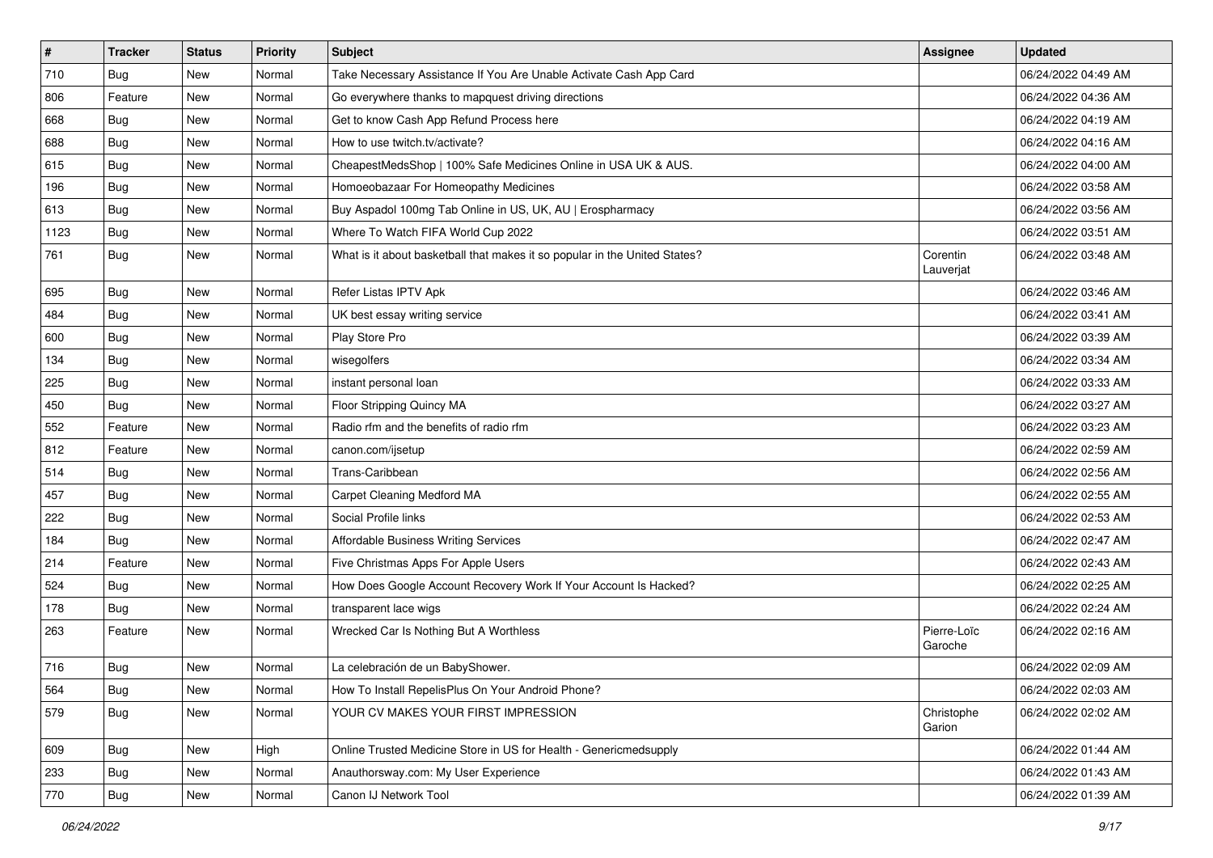| # | Tracker | Status | Priority | Subject | Assignee | Updated |
|---|---|---|---|---|---|---|
| 710 | Bug | New | Normal | Take Necessary Assistance If You Are Unable Activate Cash App Card | | 06/24/2022 04:49 AM |
| 806 | Feature | New | Normal | Go everywhere thanks to mapquest driving directions | | 06/24/2022 04:36 AM |
| 668 | Bug | New | Normal | Get to know Cash App Refund Process here | | 06/24/2022 04:19 AM |
| 688 | Bug | New | Normal | How to use twitch.tv/activate? | | 06/24/2022 04:16 AM |
| 615 | Bug | New | Normal | CheapestMedsShop \| 100% Safe Medicines Online in USA UK & AUS. | | 06/24/2022 04:00 AM |
| 196 | Bug | New | Normal | Homoeobazaar For Homeopathy Medicines | | 06/24/2022 03:58 AM |
| 613 | Bug | New | Normal | Buy Aspadol 100mg Tab Online in US, UK, AU \| Erospharmacy | | 06/24/2022 03:56 AM |
| 1123 | Bug | New | Normal | Where To Watch FIFA World Cup 2022 | | 06/24/2022 03:51 AM |
| 761 | Bug | New | Normal | What is it about basketball that makes it so popular in the United States? | Corentin Lauverjat | 06/24/2022 03:48 AM |
| 695 | Bug | New | Normal | Refer Listas IPTV Apk | | 06/24/2022 03:46 AM |
| 484 | Bug | New | Normal | UK best essay writing service | | 06/24/2022 03:41 AM |
| 600 | Bug | New | Normal | Play Store Pro | | 06/24/2022 03:39 AM |
| 134 | Bug | New | Normal | wisegolfers | | 06/24/2022 03:34 AM |
| 225 | Bug | New | Normal | instant personal loan | | 06/24/2022 03:33 AM |
| 450 | Bug | New | Normal | Floor Stripping Quincy MA | | 06/24/2022 03:27 AM |
| 552 | Feature | New | Normal | Radio rfm and the benefits of radio rfm | | 06/24/2022 03:23 AM |
| 812 | Feature | New | Normal | canon.com/ijsetup | | 06/24/2022 02:59 AM |
| 514 | Bug | New | Normal | Trans-Caribbean | | 06/24/2022 02:56 AM |
| 457 | Bug | New | Normal | Carpet Cleaning Medford MA | | 06/24/2022 02:55 AM |
| 222 | Bug | New | Normal | Social Profile links | | 06/24/2022 02:53 AM |
| 184 | Bug | New | Normal | Affordable Business Writing Services | | 06/24/2022 02:47 AM |
| 214 | Feature | New | Normal | Five Christmas Apps For Apple Users | | 06/24/2022 02:43 AM |
| 524 | Bug | New | Normal | How Does Google Account Recovery Work If Your Account Is Hacked? | | 06/24/2022 02:25 AM |
| 178 | Bug | New | Normal | transparent lace wigs | | 06/24/2022 02:24 AM |
| 263 | Feature | New | Normal | Wrecked Car Is Nothing But A Worthless | Pierre-Loïc Garoche | 06/24/2022 02:16 AM |
| 716 | Bug | New | Normal | La celebración de un BabyShower. | | 06/24/2022 02:09 AM |
| 564 | Bug | New | Normal | How To Install RepelisPlus On Your Android Phone? | | 06/24/2022 02:03 AM |
| 579 | Bug | New | Normal | YOUR CV MAKES YOUR FIRST IMPRESSION | Christophe Garion | 06/24/2022 02:02 AM |
| 609 | Bug | New | High | Online Trusted Medicine Store in US for Health - Genericmedsupply | | 06/24/2022 01:44 AM |
| 233 | Bug | New | Normal | Anauthorsway.com: My User Experience | | 06/24/2022 01:43 AM |
| 770 | Bug | New | Normal | Canon IJ Network Tool | | 06/24/2022 01:39 AM |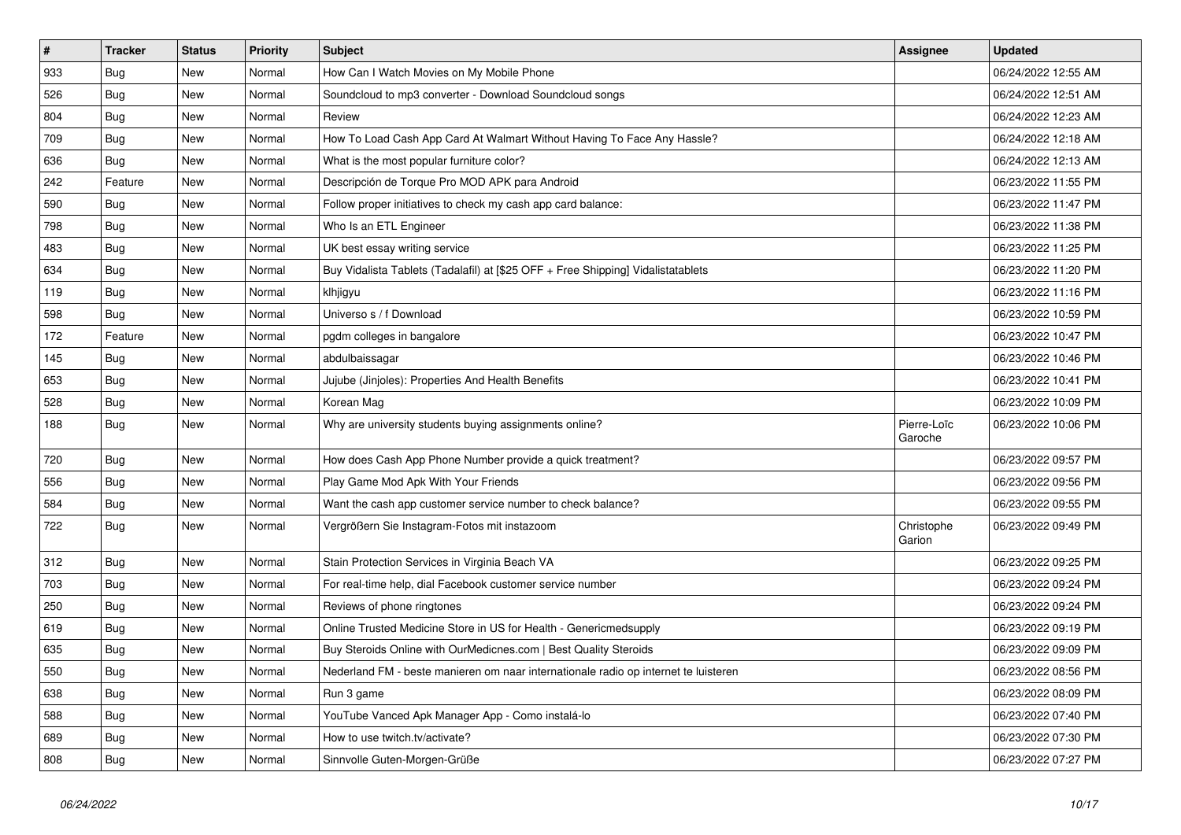| # | Tracker | Status | Priority | Subject | Assignee | Updated |
|---|---|---|---|---|---|---|
| 933 | Bug | New | Normal | How Can I Watch Movies on My Mobile Phone | | 06/24/2022 12:55 AM |
| 526 | Bug | New | Normal | Soundcloud to mp3 converter - Download Soundcloud songs | | 06/24/2022 12:51 AM |
| 804 | Bug | New | Normal | Review | | 06/24/2022 12:23 AM |
| 709 | Bug | New | Normal | How To Load Cash App Card At Walmart Without Having To Face Any Hassle? | | 06/24/2022 12:18 AM |
| 636 | Bug | New | Normal | What is the most popular furniture color? | | 06/24/2022 12:13 AM |
| 242 | Feature | New | Normal | Descripción de Torque Pro MOD APK para Android | | 06/23/2022 11:55 PM |
| 590 | Bug | New | Normal | Follow proper initiatives to check my cash app card balance: | | 06/23/2022 11:47 PM |
| 798 | Bug | New | Normal | Who Is an ETL Engineer | | 06/23/2022 11:38 PM |
| 483 | Bug | New | Normal | UK best essay writing service | | 06/23/2022 11:25 PM |
| 634 | Bug | New | Normal | Buy Vidalista Tablets (Tadalafil) at [$25 OFF + Free Shipping] Vidalistatablets | | 06/23/2022 11:20 PM |
| 119 | Bug | New | Normal | klhjigyu | | 06/23/2022 11:16 PM |
| 598 | Bug | New | Normal | Universo s / f Download | | 06/23/2022 10:59 PM |
| 172 | Feature | New | Normal | pgdm colleges in bangalore | | 06/23/2022 10:47 PM |
| 145 | Bug | New | Normal | abdulbaissagar | | 06/23/2022 10:46 PM |
| 653 | Bug | New | Normal | Jujube (Jinjoles): Properties And Health Benefits | | 06/23/2022 10:41 PM |
| 528 | Bug | New | Normal | Korean Mag | | 06/23/2022 10:09 PM |
| 188 | Bug | New | Normal | Why are university students buying assignments online? | Pierre-Loïc Garoche | 06/23/2022 10:06 PM |
| 720 | Bug | New | Normal | How does Cash App Phone Number provide a quick treatment? | | 06/23/2022 09:57 PM |
| 556 | Bug | New | Normal | Play Game Mod Apk With Your Friends | | 06/23/2022 09:56 PM |
| 584 | Bug | New | Normal | Want the cash app customer service number to check balance? | | 06/23/2022 09:55 PM |
| 722 | Bug | New | Normal | Vergrößern Sie Instagram-Fotos mit instazoom | Christophe Garion | 06/23/2022 09:49 PM |
| 312 | Bug | New | Normal | Stain Protection Services in Virginia Beach VA | | 06/23/2022 09:25 PM |
| 703 | Bug | New | Normal | For real-time help, dial Facebook customer service number | | 06/23/2022 09:24 PM |
| 250 | Bug | New | Normal | Reviews of phone ringtones | | 06/23/2022 09:24 PM |
| 619 | Bug | New | Normal | Online Trusted Medicine Store in US for Health - Genericmedsupply | | 06/23/2022 09:19 PM |
| 635 | Bug | New | Normal | Buy Steroids Online with OurMedicnes.com \| Best Quality Steroids | | 06/23/2022 09:09 PM |
| 550 | Bug | New | Normal | Nederland FM - beste manieren om naar internationale radio op internet te luisteren | | 06/23/2022 08:56 PM |
| 638 | Bug | New | Normal | Run 3 game | | 06/23/2022 08:09 PM |
| 588 | Bug | New | Normal | YouTube Vanced Apk Manager App - Como instalá-lo | | 06/23/2022 07:40 PM |
| 689 | Bug | New | Normal | How to use twitch.tv/activate? | | 06/23/2022 07:30 PM |
| 808 | Bug | New | Normal | Sinnvolle Guten-Morgen-Grüße | | 06/23/2022 07:27 PM |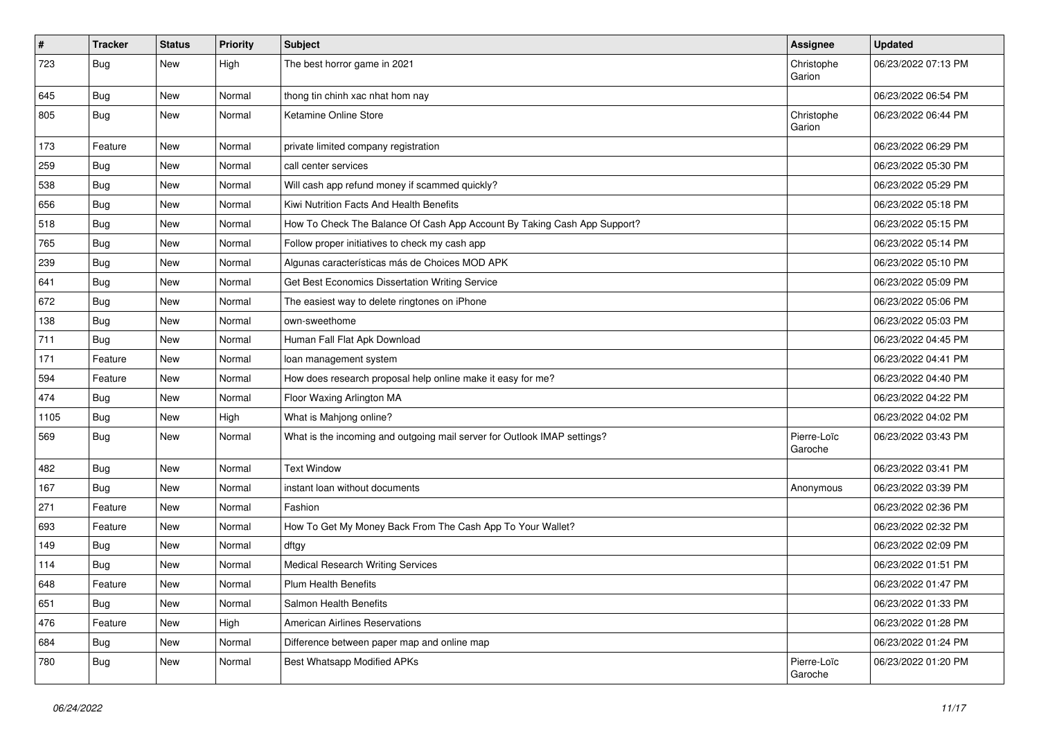| # | Tracker | Status | Priority | Subject | Assignee | Updated |
|---|---|---|---|---|---|---|
| 723 | Bug | New | High | The best horror game in 2021 | Christophe Garion | 06/23/2022 07:13 PM |
| 645 | Bug | New | Normal | thong tin chinh xac nhat hom nay | | 06/23/2022 06:54 PM |
| 805 | Bug | New | Normal | Ketamine Online Store | Christophe Garion | 06/23/2022 06:44 PM |
| 173 | Feature | New | Normal | private limited company registration | | 06/23/2022 06:29 PM |
| 259 | Bug | New | Normal | call center services | | 06/23/2022 05:30 PM |
| 538 | Bug | New | Normal | Will cash app refund money if scammed quickly? | | 06/23/2022 05:29 PM |
| 656 | Bug | New | Normal | Kiwi Nutrition Facts And Health Benefits | | 06/23/2022 05:18 PM |
| 518 | Bug | New | Normal | How To Check The Balance Of Cash App Account By Taking Cash App Support? | | 06/23/2022 05:15 PM |
| 765 | Bug | New | Normal | Follow proper initiatives to check my cash app | | 06/23/2022 05:14 PM |
| 239 | Bug | New | Normal | Algunas características más de Choices MOD APK | | 06/23/2022 05:10 PM |
| 641 | Bug | New | Normal | Get Best Economics Dissertation Writing Service | | 06/23/2022 05:09 PM |
| 672 | Bug | New | Normal | The easiest way to delete ringtones on iPhone | | 06/23/2022 05:06 PM |
| 138 | Bug | New | Normal | own-sweethome | | 06/23/2022 05:03 PM |
| 711 | Bug | New | Normal | Human Fall Flat Apk Download | | 06/23/2022 04:45 PM |
| 171 | Feature | New | Normal | loan management system | | 06/23/2022 04:41 PM |
| 594 | Feature | New | Normal | How does research proposal help online make it easy for me? | | 06/23/2022 04:40 PM |
| 474 | Bug | New | Normal | Floor Waxing Arlington MA | | 06/23/2022 04:22 PM |
| 1105 | Bug | New | High | What is Mahjong online? | | 06/23/2022 04:02 PM |
| 569 | Bug | New | Normal | What is the incoming and outgoing mail server for Outlook IMAP settings? | Pierre-Loïc Garoche | 06/23/2022 03:43 PM |
| 482 | Bug | New | Normal | Text Window | | 06/23/2022 03:41 PM |
| 167 | Bug | New | Normal | instant loan without documents | Anonymous | 06/23/2022 03:39 PM |
| 271 | Feature | New | Normal | Fashion | | 06/23/2022 02:36 PM |
| 693 | Feature | New | Normal | How To Get My Money Back From The Cash App To Your Wallet? | | 06/23/2022 02:32 PM |
| 149 | Bug | New | Normal | dftgy | | 06/23/2022 02:09 PM |
| 114 | Bug | New | Normal | Medical Research Writing Services | | 06/23/2022 01:51 PM |
| 648 | Feature | New | Normal | Plum Health Benefits | | 06/23/2022 01:47 PM |
| 651 | Bug | New | Normal | Salmon Health Benefits | | 06/23/2022 01:33 PM |
| 476 | Feature | New | High | American Airlines Reservations | | 06/23/2022 01:28 PM |
| 684 | Bug | New | Normal | Difference between paper map and online map | | 06/23/2022 01:24 PM |
| 780 | Bug | New | Normal | Best Whatsapp Modified APKs | Pierre-Loïc Garoche | 06/23/2022 01:20 PM |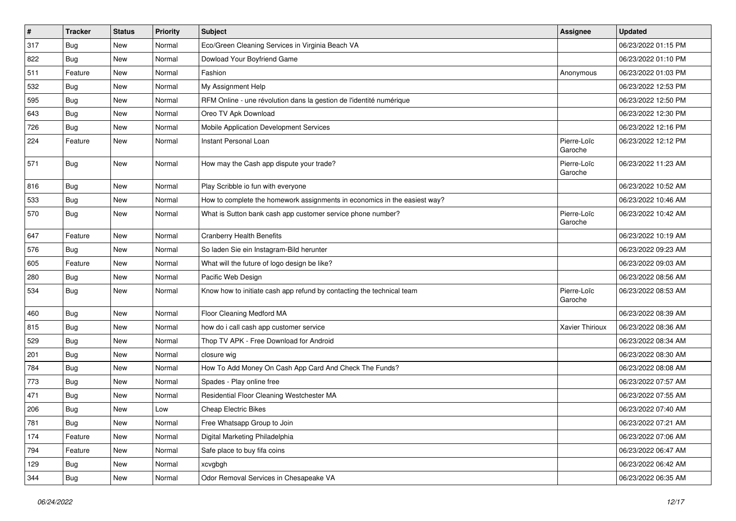| # | Tracker | Status | Priority | Subject | Assignee | Updated |
|---|---|---|---|---|---|---|
| 317 | Bug | New | Normal | Eco/Green Cleaning Services in Virginia Beach VA | | 06/23/2022 01:15 PM |
| 822 | Bug | New | Normal | Dowload Your Boyfriend Game | | 06/23/2022 01:10 PM |
| 511 | Feature | New | Normal | Fashion | Anonymous | 06/23/2022 01:03 PM |
| 532 | Bug | New | Normal | My Assignment Help | | 06/23/2022 12:53 PM |
| 595 | Bug | New | Normal | RFM Online - une révolution dans la gestion de l'identité numérique | | 06/23/2022 12:50 PM |
| 643 | Bug | New | Normal | Oreo TV Apk Download | | 06/23/2022 12:30 PM |
| 726 | Bug | New | Normal | Mobile Application Development Services | | 06/23/2022 12:16 PM |
| 224 | Feature | New | Normal | Instant Personal Loan | Pierre-Loïc Garoche | 06/23/2022 12:12 PM |
| 571 | Bug | New | Normal | How may the Cash app dispute your trade? | Pierre-Loïc Garoche | 06/23/2022 11:23 AM |
| 816 | Bug | New | Normal | Play Scribble io fun with everyone | | 06/23/2022 10:52 AM |
| 533 | Bug | New | Normal | How to complete the homework assignments in economics in the easiest way? | | 06/23/2022 10:46 AM |
| 570 | Bug | New | Normal | What is Sutton bank cash app customer service phone number? | Pierre-Loïc Garoche | 06/23/2022 10:42 AM |
| 647 | Feature | New | Normal | Cranberry Health Benefits | | 06/23/2022 10:19 AM |
| 576 | Bug | New | Normal | So laden Sie ein Instagram-Bild herunter | | 06/23/2022 09:23 AM |
| 605 | Feature | New | Normal | What will the future of logo design be like? | | 06/23/2022 09:03 AM |
| 280 | Bug | New | Normal | Pacific Web Design | | 06/23/2022 08:56 AM |
| 534 | Bug | New | Normal | Know how to initiate cash app refund by contacting the technical team | Pierre-Loïc Garoche | 06/23/2022 08:53 AM |
| 460 | Bug | New | Normal | Floor Cleaning Medford MA | | 06/23/2022 08:39 AM |
| 815 | Bug | New | Normal | how do i call cash app customer service | Xavier Thirioux | 06/23/2022 08:36 AM |
| 529 | Bug | New | Normal | Thop TV APK - Free Download for Android | | 06/23/2022 08:34 AM |
| 201 | Bug | New | Normal | closure wig | | 06/23/2022 08:30 AM |
| 784 | Bug | New | Normal | How To Add Money On Cash App Card And Check The Funds? | | 06/23/2022 08:08 AM |
| 773 | Bug | New | Normal | Spades - Play online free | | 06/23/2022 07:57 AM |
| 471 | Bug | New | Normal | Residential Floor Cleaning Westchester MA | | 06/23/2022 07:55 AM |
| 206 | Bug | New | Low | Cheap Electric Bikes | | 06/23/2022 07:40 AM |
| 781 | Bug | New | Normal | Free Whatsapp Group to Join | | 06/23/2022 07:21 AM |
| 174 | Feature | New | Normal | Digital Marketing Philadelphia | | 06/23/2022 07:06 AM |
| 794 | Feature | New | Normal | Safe place to buy fifa coins | | 06/23/2022 06:47 AM |
| 129 | Bug | New | Normal | xcvgbgh | | 06/23/2022 06:42 AM |
| 344 | Bug | New | Normal | Odor Removal Services in Chesapeake VA | | 06/23/2022 06:35 AM |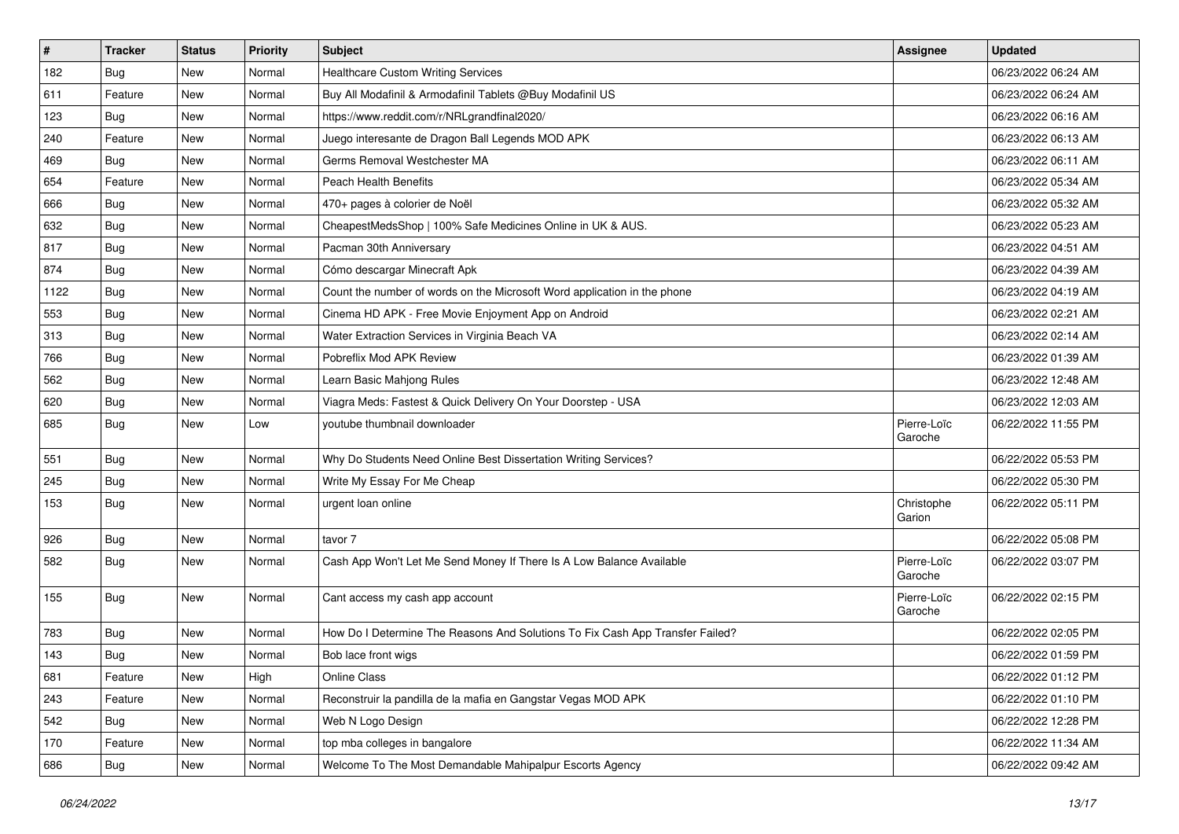| # | Tracker | Status | Priority | Subject | Assignee | Updated |
|---|---|---|---|---|---|---|
| 182 | Bug | New | Normal | Healthcare Custom Writing Services | | 06/23/2022 06:24 AM |
| 611 | Feature | New | Normal | Buy All Modafinil & Armodafinil Tablets @Buy Modafinil US | | 06/23/2022 06:24 AM |
| 123 | Bug | New | Normal | https://www.reddit.com/r/NRLgrandfinal2020/ | | 06/23/2022 06:16 AM |
| 240 | Feature | New | Normal | Juego interesante de Dragon Ball Legends MOD APK | | 06/23/2022 06:13 AM |
| 469 | Bug | New | Normal | Germs Removal Westchester MA | | 06/23/2022 06:11 AM |
| 654 | Feature | New | Normal | Peach Health Benefits | | 06/23/2022 05:34 AM |
| 666 | Bug | New | Normal | 470+ pages à colorier de Noël | | 06/23/2022 05:32 AM |
| 632 | Bug | New | Normal | CheapestMedsShop \| 100% Safe Medicines Online in UK & AUS. | | 06/23/2022 05:23 AM |
| 817 | Bug | New | Normal | Pacman 30th Anniversary | | 06/23/2022 04:51 AM |
| 874 | Bug | New | Normal | Cómo descargar Minecraft Apk | | 06/23/2022 04:39 AM |
| 1122 | Bug | New | Normal | Count the number of words on the Microsoft Word application in the phone | | 06/23/2022 04:19 AM |
| 553 | Bug | New | Normal | Cinema HD APK - Free Movie Enjoyment App on Android | | 06/23/2022 02:21 AM |
| 313 | Bug | New | Normal | Water Extraction Services in Virginia Beach VA | | 06/23/2022 02:14 AM |
| 766 | Bug | New | Normal | Pobreflix Mod APK Review | | 06/23/2022 01:39 AM |
| 562 | Bug | New | Normal | Learn Basic Mahjong Rules | | 06/23/2022 12:48 AM |
| 620 | Bug | New | Normal | Viagra Meds: Fastest & Quick Delivery On Your Doorstep - USA | | 06/23/2022 12:03 AM |
| 685 | Bug | New | Low | youtube thumbnail downloader | Pierre-Loïc Garoche | 06/22/2022 11:55 PM |
| 551 | Bug | New | Normal | Why Do Students Need Online Best Dissertation Writing Services? | | 06/22/2022 05:53 PM |
| 245 | Bug | New | Normal | Write My Essay For Me Cheap | | 06/22/2022 05:30 PM |
| 153 | Bug | New | Normal | urgent loan online | Christophe Garion | 06/22/2022 05:11 PM |
| 926 | Bug | New | Normal | tavor 7 | | 06/22/2022 05:08 PM |
| 582 | Bug | New | Normal | Cash App Won't Let Me Send Money If There Is A Low Balance Available | Pierre-Loïc Garoche | 06/22/2022 03:07 PM |
| 155 | Bug | New | Normal | Cant access my cash app account | Pierre-Loïc Garoche | 06/22/2022 02:15 PM |
| 783 | Bug | New | Normal | How Do I Determine The Reasons And Solutions To Fix Cash App Transfer Failed? | | 06/22/2022 02:05 PM |
| 143 | Bug | New | Normal | Bob lace front wigs | | 06/22/2022 01:59 PM |
| 681 | Feature | New | High | Online Class | | 06/22/2022 01:12 PM |
| 243 | Feature | New | Normal | Reconstruir la pandilla de la mafia en Gangstar Vegas MOD APK | | 06/22/2022 01:10 PM |
| 542 | Bug | New | Normal | Web N Logo Design | | 06/22/2022 12:28 PM |
| 170 | Feature | New | Normal | top mba colleges in bangalore | | 06/22/2022 11:34 AM |
| 686 | Bug | New | Normal | Welcome To The Most Demandable Mahipalpur Escorts Agency | | 06/22/2022 09:42 AM |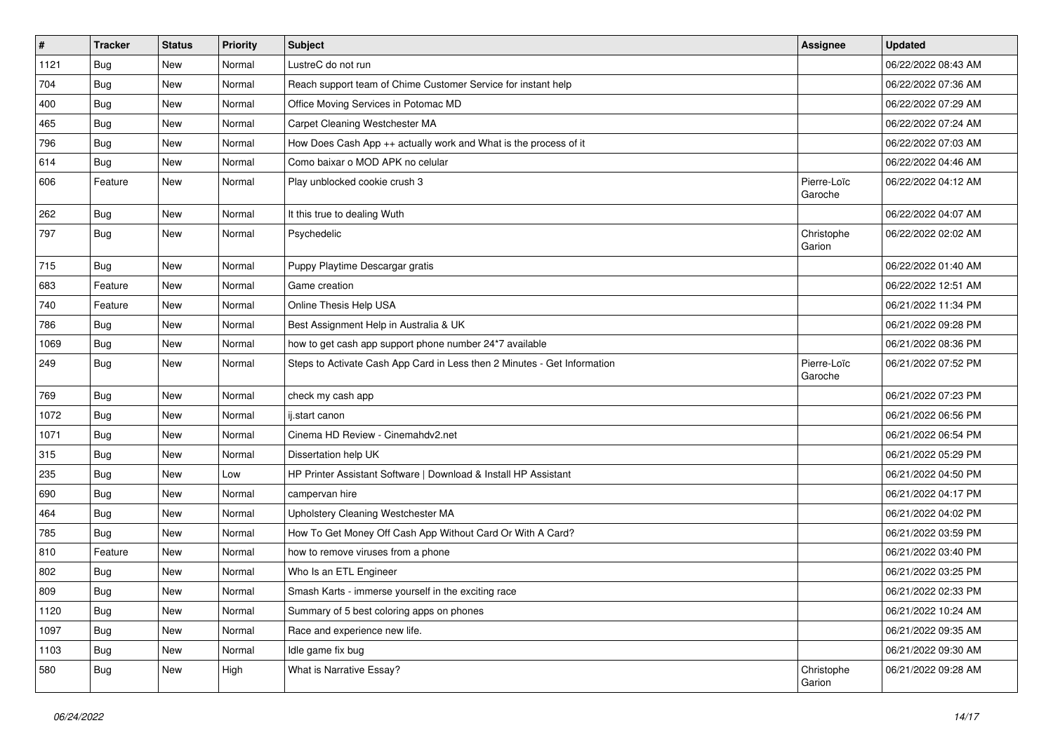| # | Tracker | Status | Priority | Subject | Assignee | Updated |
|---|---|---|---|---|---|---|
| 1121 | Bug | New | Normal | LustreC do not run | | 06/22/2022 08:43 AM |
| 704 | Bug | New | Normal | Reach support team of Chime Customer Service for instant help | | 06/22/2022 07:36 AM |
| 400 | Bug | New | Normal | Office Moving Services in Potomac MD | | 06/22/2022 07:29 AM |
| 465 | Bug | New | Normal | Carpet Cleaning Westchester MA | | 06/22/2022 07:24 AM |
| 796 | Bug | New | Normal | How Does Cash App ++ actually work and What is the process of it | | 06/22/2022 07:03 AM |
| 614 | Bug | New | Normal | Como baixar o MOD APK no celular | | 06/22/2022 04:46 AM |
| 606 | Feature | New | Normal | Play unblocked cookie crush 3 | Pierre-Loïc Garoche | 06/22/2022 04:12 AM |
| 262 | Bug | New | Normal | It this true to dealing Wuth | | 06/22/2022 04:07 AM |
| 797 | Bug | New | Normal | Psychedelic | Christophe Garion | 06/22/2022 02:02 AM |
| 715 | Bug | New | Normal | Puppy Playtime Descargar gratis | | 06/22/2022 01:40 AM |
| 683 | Feature | New | Normal | Game creation | | 06/22/2022 12:51 AM |
| 740 | Feature | New | Normal | Online Thesis Help USA | | 06/21/2022 11:34 PM |
| 786 | Bug | New | Normal | Best Assignment Help in Australia & UK | | 06/21/2022 09:28 PM |
| 1069 | Bug | New | Normal | how to get cash app support phone number 24*7 available | | 06/21/2022 08:36 PM |
| 249 | Bug | New | Normal | Steps to Activate Cash App Card in Less then 2 Minutes - Get Information | Pierre-Loïc Garoche | 06/21/2022 07:52 PM |
| 769 | Bug | New | Normal | check my cash app | | 06/21/2022 07:23 PM |
| 1072 | Bug | New | Normal | ij.start canon | | 06/21/2022 06:56 PM |
| 1071 | Bug | New | Normal | Cinema HD Review - Cinemahdv2.net | | 06/21/2022 06:54 PM |
| 315 | Bug | New | Normal | Dissertation help UK | | 06/21/2022 05:29 PM |
| 235 | Bug | New | Low | HP Printer Assistant Software \| Download & Install HP Assistant | | 06/21/2022 04:50 PM |
| 690 | Bug | New | Normal | campervan hire | | 06/21/2022 04:17 PM |
| 464 | Bug | New | Normal | Upholstery Cleaning Westchester MA | | 06/21/2022 04:02 PM |
| 785 | Bug | New | Normal | How To Get Money Off Cash App Without Card Or With A Card? | | 06/21/2022 03:59 PM |
| 810 | Feature | New | Normal | how to remove viruses from a phone | | 06/21/2022 03:40 PM |
| 802 | Bug | New | Normal | Who Is an ETL Engineer | | 06/21/2022 03:25 PM |
| 809 | Bug | New | Normal | Smash Karts - immerse yourself in the exciting race | | 06/21/2022 02:33 PM |
| 1120 | Bug | New | Normal | Summary of 5 best coloring apps on phones | | 06/21/2022 10:24 AM |
| 1097 | Bug | New | Normal | Race and experience new life. | | 06/21/2022 09:35 AM |
| 1103 | Bug | New | Normal | Idle game fix bug | | 06/21/2022 09:30 AM |
| 580 | Bug | New | High | What is Narrative Essay? | Christophe Garion | 06/21/2022 09:28 AM |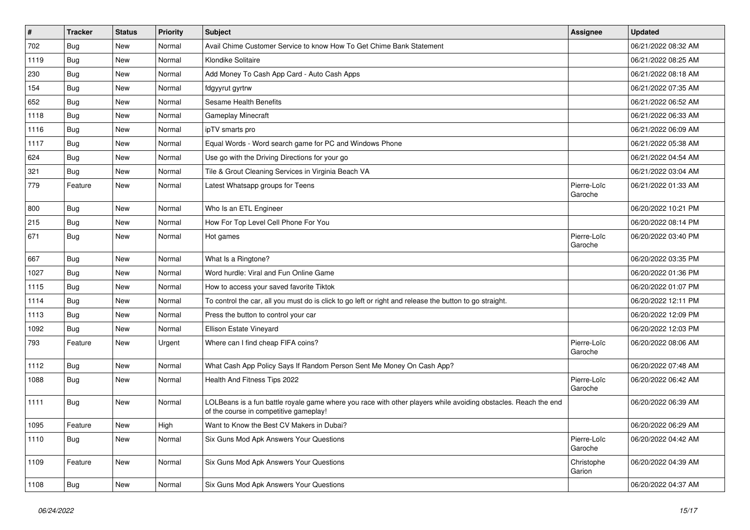| # | Tracker | Status | Priority | Subject | Assignee | Updated |
|---|---|---|---|---|---|---|
| 702 | Bug | New | Normal | Avail Chime Customer Service to know How To Get Chime Bank Statement | | 06/21/2022 08:32 AM |
| 1119 | Bug | New | Normal | Klondike Solitaire | | 06/21/2022 08:25 AM |
| 230 | Bug | New | Normal | Add Money To Cash App Card - Auto Cash Apps | | 06/21/2022 08:18 AM |
| 154 | Bug | New | Normal | fdgyyrut gyrtrw | | 06/21/2022 07:35 AM |
| 652 | Bug | New | Normal | Sesame Health Benefits | | 06/21/2022 06:52 AM |
| 1118 | Bug | New | Normal | Gameplay Minecraft | | 06/21/2022 06:33 AM |
| 1116 | Bug | New | Normal | ipTV smarts pro | | 06/21/2022 06:09 AM |
| 1117 | Bug | New | Normal | Equal Words - Word search game for PC and Windows Phone | | 06/21/2022 05:38 AM |
| 624 | Bug | New | Normal | Use go with the Driving Directions for your go | | 06/21/2022 04:54 AM |
| 321 | Bug | New | Normal | Tile & Grout Cleaning Services in Virginia Beach VA | | 06/21/2022 03:04 AM |
| 779 | Feature | New | Normal | Latest Whatsapp groups for Teens | Pierre-Loïc Garoche | 06/21/2022 01:33 AM |
| 800 | Bug | New | Normal | Who Is an ETL Engineer | | 06/20/2022 10:21 PM |
| 215 | Bug | New | Normal | How For Top Level Cell Phone For You | | 06/20/2022 08:14 PM |
| 671 | Bug | New | Normal | Hot games | Pierre-Loïc Garoche | 06/20/2022 03:40 PM |
| 667 | Bug | New | Normal | What Is a Ringtone? | | 06/20/2022 03:35 PM |
| 1027 | Bug | New | Normal | Word hurdle: Viral and Fun Online Game | | 06/20/2022 01:36 PM |
| 1115 | Bug | New | Normal | How to access your saved favorite Tiktok | | 06/20/2022 01:07 PM |
| 1114 | Bug | New | Normal | To control the car, all you must do is click to go left or right and release the button to go straight. | | 06/20/2022 12:11 PM |
| 1113 | Bug | New | Normal | Press the button to control your car | | 06/20/2022 12:09 PM |
| 1092 | Bug | New | Normal | Ellison Estate Vineyard | | 06/20/2022 12:03 PM |
| 793 | Feature | New | Urgent | Where can I find cheap FIFA coins? | Pierre-Loïc Garoche | 06/20/2022 08:06 AM |
| 1112 | Bug | New | Normal | What Cash App Policy Says If Random Person Sent Me Money On Cash App? | | 06/20/2022 07:48 AM |
| 1088 | Bug | New | Normal | Health And Fitness Tips 2022 | Pierre-Loïc Garoche | 06/20/2022 06:42 AM |
| 1111 | Bug | New | Normal | LOLBeans is a fun battle royale game where you race with other players while avoiding obstacles. Reach the end of the course in competitive gameplay! | | 06/20/2022 06:39 AM |
| 1095 | Feature | New | High | Want to Know the Best CV Makers in Dubai? | | 06/20/2022 06:29 AM |
| 1110 | Bug | New | Normal | Six Guns Mod Apk Answers Your Questions | Pierre-Loïc Garoche | 06/20/2022 04:42 AM |
| 1109 | Feature | New | Normal | Six Guns Mod Apk Answers Your Questions | Christophe Garion | 06/20/2022 04:39 AM |
| 1108 | Bug | New | Normal | Six Guns Mod Apk Answers Your Questions | | 06/20/2022 04:37 AM |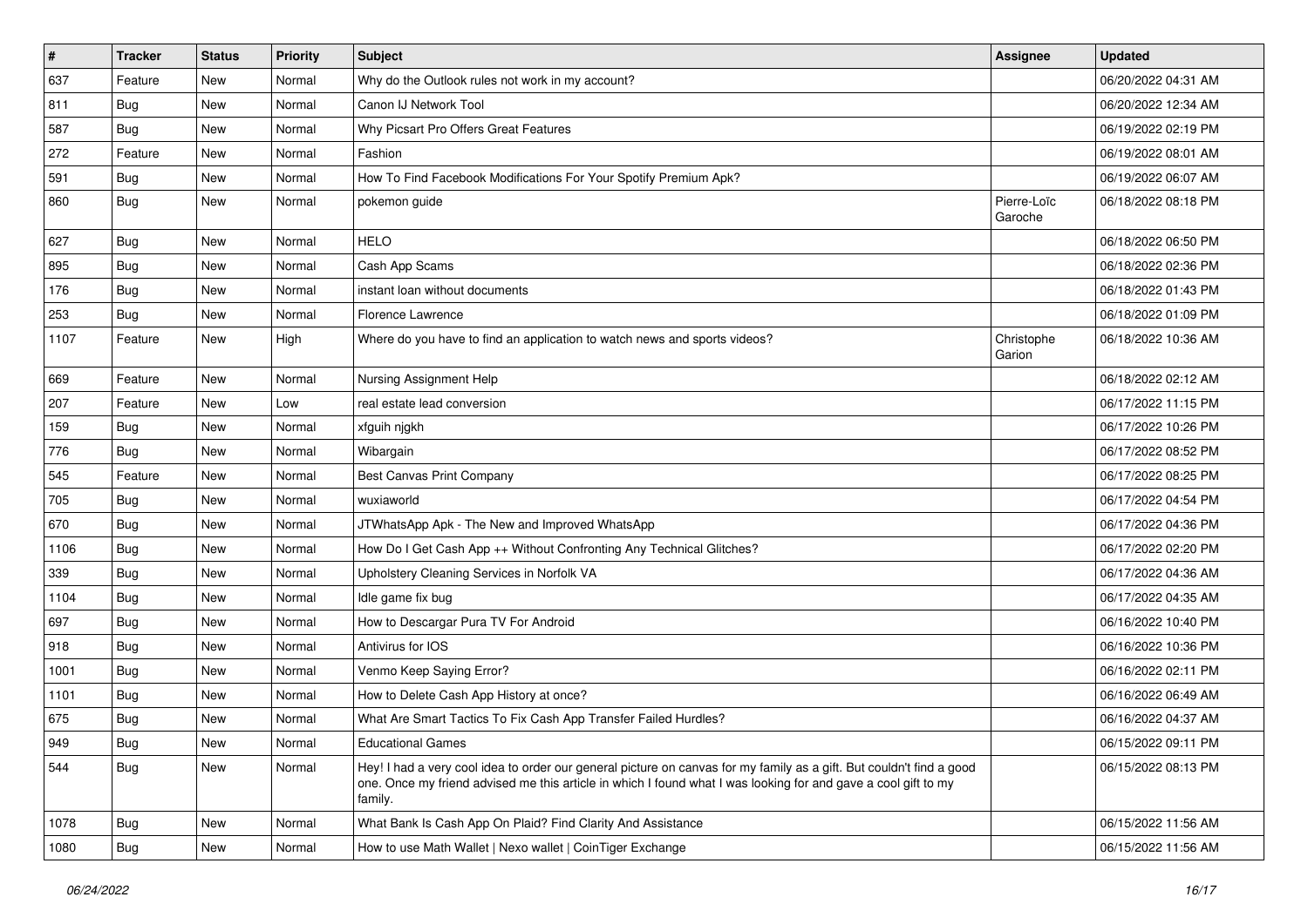| # | Tracker | Status | Priority | Subject | Assignee | Updated |
|---|---|---|---|---|---|---|
| 637 | Feature | New | Normal | Why do the Outlook rules not work in my account? | | 06/20/2022 04:31 AM |
| 811 | Bug | New | Normal | Canon IJ Network Tool | | 06/20/2022 12:34 AM |
| 587 | Bug | New | Normal | Why Picsart Pro Offers Great Features | | 06/19/2022 02:19 PM |
| 272 | Feature | New | Normal | Fashion | | 06/19/2022 08:01 AM |
| 591 | Bug | New | Normal | How To Find Facebook Modifications For Your Spotify Premium Apk? | | 06/19/2022 06:07 AM |
| 860 | Bug | New | Normal | pokemon guide | Pierre-Loïc Garoche | 06/18/2022 08:18 PM |
| 627 | Bug | New | Normal | HELO | | 06/18/2022 06:50 PM |
| 895 | Bug | New | Normal | Cash App Scams | | 06/18/2022 02:36 PM |
| 176 | Bug | New | Normal | instant loan without documents | | 06/18/2022 01:43 PM |
| 253 | Bug | New | Normal | Florence Lawrence | | 06/18/2022 01:09 PM |
| 1107 | Feature | New | High | Where do you have to find an application to watch news and sports videos? | Christophe Garion | 06/18/2022 10:36 AM |
| 669 | Feature | New | Normal | Nursing Assignment Help | | 06/18/2022 02:12 AM |
| 207 | Feature | New | Low | real estate lead conversion | | 06/17/2022 11:15 PM |
| 159 | Bug | New | Normal | xfguih njgkh | | 06/17/2022 10:26 PM |
| 776 | Bug | New | Normal | Wibargain | | 06/17/2022 08:52 PM |
| 545 | Feature | New | Normal | Best Canvas Print Company | | 06/17/2022 08:25 PM |
| 705 | Bug | New | Normal | wuxiaworld | | 06/17/2022 04:54 PM |
| 670 | Bug | New | Normal | JTWhatsApp Apk - The New and Improved WhatsApp | | 06/17/2022 04:36 PM |
| 1106 | Bug | New | Normal | How Do I Get Cash App ++ Without Confronting Any Technical Glitches? | | 06/17/2022 02:20 PM |
| 339 | Bug | New | Normal | Upholstery Cleaning Services in Norfolk VA | | 06/17/2022 04:36 AM |
| 1104 | Bug | New | Normal | Idle game fix bug | | 06/17/2022 04:35 AM |
| 697 | Bug | New | Normal | How to Descargar Pura TV For Android | | 06/16/2022 10:40 PM |
| 918 | Bug | New | Normal | Antivirus for IOS | | 06/16/2022 10:36 PM |
| 1001 | Bug | New | Normal | Venmo Keep Saying Error? | | 06/16/2022 02:11 PM |
| 1101 | Bug | New | Normal | How to Delete Cash App History at once? | | 06/16/2022 06:49 AM |
| 675 | Bug | New | Normal | What Are Smart Tactics To Fix Cash App Transfer Failed Hurdles? | | 06/16/2022 04:37 AM |
| 949 | Bug | New | Normal | Educational Games | | 06/15/2022 09:11 PM |
| 544 | Bug | New | Normal | Hey! I had a very cool idea to order our general picture on canvas for my family as a gift. But couldn't find a good one. Once my friend advised me this article in which I found what I was looking for and gave a cool gift to my family. | | 06/15/2022 08:13 PM |
| 1078 | Bug | New | Normal | What Bank Is Cash App On Plaid? Find Clarity And Assistance | | 06/15/2022 11:56 AM |
| 1080 | Bug | New | Normal | How to use Math Wallet \| Nexo wallet \| CoinTiger Exchange | | 06/15/2022 11:56 AM |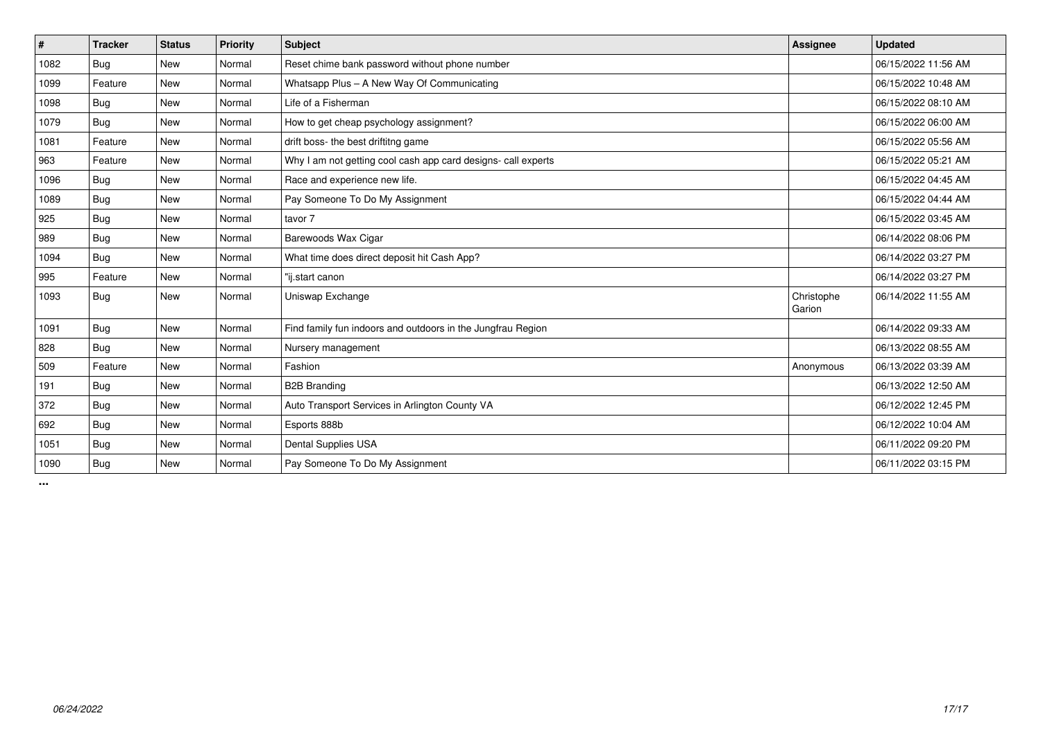| # | Tracker | Status | Priority | Subject | Assignee | Updated |
|---|---|---|---|---|---|---|
| 1082 | Bug | New | Normal | Reset chime bank password without phone number | | 06/15/2022 11:56 AM |
| 1099 | Feature | New | Normal | Whatsapp Plus – A New Way Of Communicating | | 06/15/2022 10:48 AM |
| 1098 | Bug | New | Normal | Life of a Fisherman | | 06/15/2022 08:10 AM |
| 1079 | Bug | New | Normal | How to get cheap psychology assignment? | | 06/15/2022 06:00 AM |
| 1081 | Feature | New | Normal | drift boss- the best driftitng game | | 06/15/2022 05:56 AM |
| 963 | Feature | New | Normal | Why I am not getting cool cash app card designs- call experts | | 06/15/2022 05:21 AM |
| 1096 | Bug | New | Normal | Race and experience new life. | | 06/15/2022 04:45 AM |
| 1089 | Bug | New | Normal | Pay Someone To Do My Assignment | | 06/15/2022 04:44 AM |
| 925 | Bug | New | Normal | tavor 7 | | 06/15/2022 03:45 AM |
| 989 | Bug | New | Normal | Barewoods Wax Cigar | | 06/14/2022 08:06 PM |
| 1094 | Bug | New | Normal | What time does direct deposit hit Cash App? | | 06/14/2022 03:27 PM |
| 995 | Feature | New | Normal | "ij.start canon | | 06/14/2022 03:27 PM |
| 1093 | Bug | New | Normal | Uniswap Exchange | Christophe Garion | 06/14/2022 11:55 AM |
| 1091 | Bug | New | Normal | Find family fun indoors and outdoors in the Jungfrau Region | | 06/14/2022 09:33 AM |
| 828 | Bug | New | Normal | Nursery management | | 06/13/2022 08:55 AM |
| 509 | Feature | New | Normal | Fashion | Anonymous | 06/13/2022 03:39 AM |
| 191 | Bug | New | Normal | B2B Branding | | 06/13/2022 12:50 AM |
| 372 | Bug | New | Normal | Auto Transport Services in Arlington County VA | | 06/12/2022 12:45 PM |
| 692 | Bug | New | Normal | Esports 888b | | 06/12/2022 10:04 AM |
| 1051 | Bug | New | Normal | Dental Supplies USA | | 06/11/2022 09:20 PM |
| 1090 | Bug | New | Normal | Pay Someone To Do My Assignment | | 06/11/2022 03:15 PM |

...